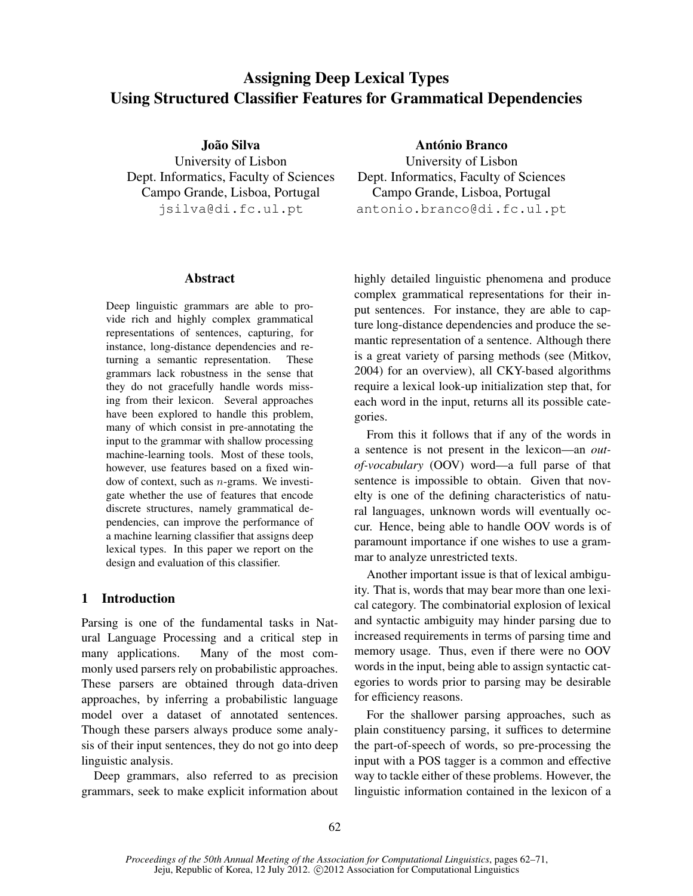# Assigning Deep Lexical Types Using Structured Classifier Features for Grammatical Dependencies

**João Silva**
University of Lisbon
Dept. Informatics, Faculty of Sciences
Campo Grande, Lisboa, Portugal
jsilva@di.fc.ul.pt

**António Branco**
University of Lisbon
Dept. Informatics, Faculty of Sciences
Campo Grande, Lisboa, Portugal
antonio.branco@di.fc.ul.pt

## Abstract

Deep linguistic grammars are able to provide rich and highly complex grammatical representations of sentences, capturing, for instance, long-distance dependencies and returning a semantic representation. These grammars lack robustness in the sense that they do not gracefully handle words missing from their lexicon. Several approaches have been explored to handle this problem, many of which consist in pre-annotating the input to the grammar with shallow processing machine-learning tools. Most of these tools, however, use features based on a fixed window of context, such as $n$-grams. We investigate whether the use of features that encode discrete structures, namely grammatical dependencies, can improve the performance of a machine learning classifier that assigns deep lexical types. In this paper we report on the design and evaluation of this classifier.

## 1 Introduction

Parsing is one of the fundamental tasks in Natural Language Processing and a critical step in many applications. Many of the most commonly used parsers rely on probabilistic approaches. These parsers are obtained through data-driven approaches, by inferring a probabilistic language model over a dataset of annotated sentences. Though these parsers always produce some analysis of their input sentences, they do not go into deep linguistic analysis.

Deep grammars, also referred to as precision grammars, seek to make explicit information about highly detailed linguistic phenomena and produce complex grammatical representations for their input sentences. For instance, they are able to capture long-distance dependencies and produce the semantic representation of a sentence. Although there is a great variety of parsing methods (see (Mitkov, 2004) for an overview), all CKY-based algorithms require a lexical look-up initialization step that, for each word in the input, returns all its possible categories.

From this it follows that if any of the words in a sentence is not present in the lexicon—an *out-of-vocabulary* (OOV) word—a full parse of that sentence is impossible to obtain. Given that novelty is one of the defining characteristics of natural languages, unknown words will eventually occur. Hence, being able to handle OOV words is of paramount importance if one wishes to use a grammar to analyze unrestricted texts.

Another important issue is that of lexical ambiguity. That is, words that may bear more than one lexical category. The combinatorial explosion of lexical and syntactic ambiguity may hinder parsing due to increased requirements in terms of parsing time and memory usage. Thus, even if there were no OOV words in the input, being able to assign syntactic categories to words prior to parsing may be desirable for efficiency reasons.

For the shallower parsing approaches, such as plain constituency parsing, it suffices to determine the part-of-speech of words, so pre-processing the input with a POS tagger is a common and effective way to tackle either of these problems. However, the linguistic information contained in the lexicon of a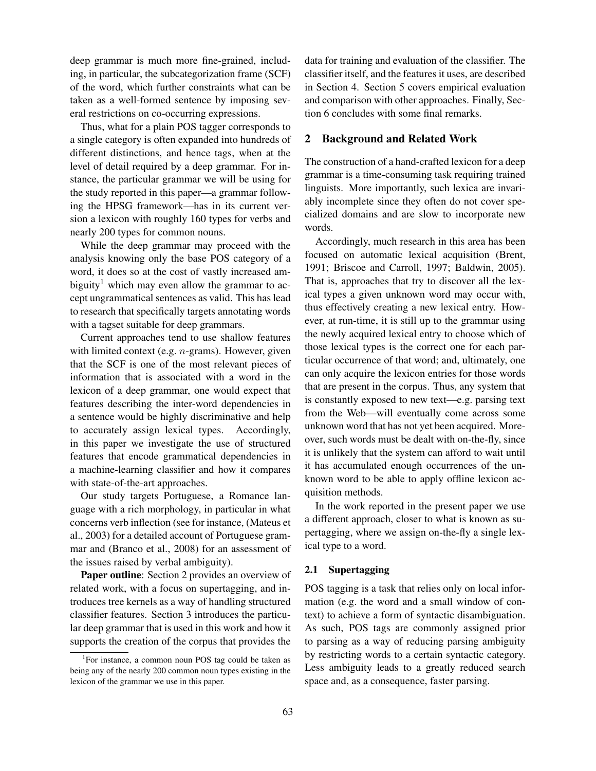deep grammar is much more fine-grained, including, in particular, the subcategorization frame (SCF) of the word, which further constraints what can be taken as a well-formed sentence by imposing several restrictions on co-occurring expressions.

Thus, what for a plain POS tagger corresponds to a single category is often expanded into hundreds of different distinctions, and hence tags, when at the level of detail required by a deep grammar. For instance, the particular grammar we will be using for the study reported in this paper—a grammar following the HPSG framework—has in its current version a lexicon with roughly 160 types for verbs and nearly 200 types for common nouns.

While the deep grammar may proceed with the analysis knowing only the base POS category of a word, it does so at the cost of vastly increased ambiguity[1] which may even allow the grammar to accept ungrammatical sentences as valid. This has lead to research that specifically targets annotating words with a tagset suitable for deep grammars.

Current approaches tend to use shallow features with limited context (e.g. $n$-grams). However, given that the SCF is one of the most relevant pieces of information that is associated with a word in the lexicon of a deep grammar, one would expect that features describing the inter-word dependencies in a sentence would be highly discriminative and help to accurately assign lexical types. Accordingly, in this paper we investigate the use of structured features that encode grammatical dependencies in a machine-learning classifier and how it compares with state-of-the-art approaches.

Our study targets Portuguese, a Romance language with a rich morphology, in particular in what concerns verb inflection (see for instance, (Mateus et al., 2003) for a detailed account of Portuguese grammar and (Branco et al., 2008) for an assessment of the issues raised by verbal ambiguity).

**Paper outline**: Section 2 provides an overview of related work, with a focus on supertagging, and introduces tree kernels as a way of handling structured classifier features. Section 3 introduces the particular deep grammar that is used in this work and how it supports the creation of the corpus that provides the data for training and evaluation of the classifier. The classifier itself, and the features it uses, are described in Section 4. Section 5 covers empirical evaluation and comparison with other approaches. Finally, Section 6 concludes with some final remarks.

## 2 Background and Related Work

The construction of a hand-crafted lexicon for a deep grammar is a time-consuming task requiring trained linguists. More importantly, such lexica are invariably incomplete since they often do not cover specialized domains and are slow to incorporate new words.

Accordingly, much research in this area has been focused on automatic lexical acquisition (Brent, 1991; Briscoe and Carroll, 1997; Baldwin, 2005). That is, approaches that try to discover all the lexical types a given unknown word may occur with, thus effectively creating a new lexical entry. However, at run-time, it is still up to the grammar using the newly acquired lexical entry to choose which of those lexical types is the correct one for each particular occurrence of that word; and, ultimately, one can only acquire the lexicon entries for those words that are present in the corpus. Thus, any system that is constantly exposed to new text—e.g. parsing text from the Web—will eventually come across some unknown word that has not yet been acquired. Moreover, such words must be dealt with on-the-fly, since it is unlikely that the system can afford to wait until it has accumulated enough occurrences of the unknown word to be able to apply offline lexicon acquisition methods.

In the work reported in the present paper we use a different approach, closer to what is known as supertagging, where we assign on-the-fly a single lexical type to a word.

### 2.1 Supertagging

POS tagging is a task that relies only on local information (e.g. the word and a small window of context) to achieve a form of syntactic disambiguation. As such, POS tags are commonly assigned prior to parsing as a way of reducing parsing ambiguity by restricting words to a certain syntactic category. Less ambiguity leads to a greatly reduced search space and, as a consequence, faster parsing.

[1] For instance, a common noun POS tag could be taken as being any of the nearly 200 common noun types existing in the lexicon of the grammar we use in this paper.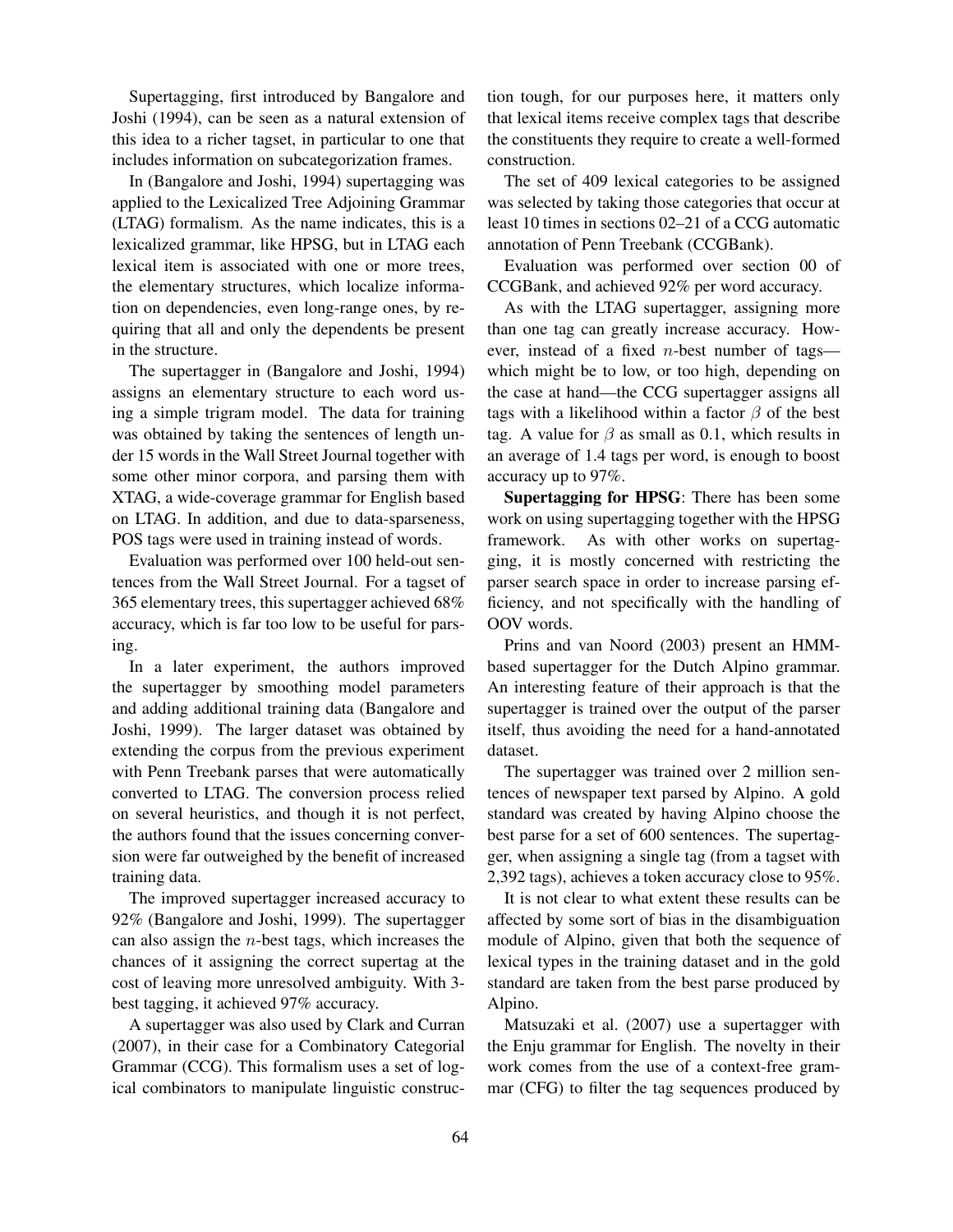Supertagging, first introduced by Bangalore and Joshi (1994), can be seen as a natural extension of this idea to a richer tagset, in particular to one that includes information on subcategorization frames.

In (Bangalore and Joshi, 1994) supertagging was applied to the Lexicalized Tree Adjoining Grammar (LTAG) formalism. As the name indicates, this is a lexicalized grammar, like HPSG, but in LTAG each lexical item is associated with one or more trees, the elementary structures, which localize information on dependencies, even long-range ones, by requiring that all and only the dependents be present in the structure.

The supertagger in (Bangalore and Joshi, 1994) assigns an elementary structure to each word using a simple trigram model. The data for training was obtained by taking the sentences of length under 15 words in the Wall Street Journal together with some other minor corpora, and parsing them with XTAG, a wide-coverage grammar for English based on LTAG. In addition, and due to data-sparseness, POS tags were used in training instead of words.

Evaluation was performed over 100 held-out sentences from the Wall Street Journal. For a tagset of 365 elementary trees, this supertagger achieved 68% accuracy, which is far too low to be useful for parsing.

In a later experiment, the authors improved the supertagger by smoothing model parameters and adding additional training data (Bangalore and Joshi, 1999). The larger dataset was obtained by extending the corpus from the previous experiment with Penn Treebank parses that were automatically converted to LTAG. The conversion process relied on several heuristics, and though it is not perfect, the authors found that the issues concerning conversion were far outweighed by the benefit of increased training data.

The improved supertagger increased accuracy to 92% (Bangalore and Joshi, 1999). The supertagger can also assign the $n$-best tags, which increases the chances of it assigning the correct supertag at the cost of leaving more unresolved ambiguity. With 3-best tagging, it achieved 97% accuracy.

A supertagger was also used by Clark and Curran (2007), in their case for a Combinatory Categorial Grammar (CCG). This formalism uses a set of logical combinators to manipulate linguistic construction tough, for our purposes here, it matters only that lexical items receive complex tags that describe the constituents they require to create a well-formed construction.

The set of 409 lexical categories to be assigned was selected by taking those categories that occur at least 10 times in sections 02–21 of a CCG automatic annotation of Penn Treebank (CCGBank).

Evaluation was performed over section 00 of CCGBank, and achieved 92% per word accuracy.

As with the LTAG supertagger, assigning more than one tag can greatly increase accuracy. However, instead of a fixed $n$-best number of tags—which might be to low, or too high, depending on the case at hand—the CCG supertagger assigns all tags with a likelihood within a factor $\beta$ of the best tag. A value for $\beta$ as small as 0.1, which results in an average of 1.4 tags per word, is enough to boost accuracy up to 97%.

**Supertagging for HPSG**: There has been some work on using supertagging together with the HPSG framework. As with other works on supertagging, it is mostly concerned with restricting the parser search space in order to increase parsing efficiency, and not specifically with the handling of OOV words.

Prins and van Noord (2003) present an HMM-based supertagger for the Dutch Alpino grammar. An interesting feature of their approach is that the supertagger is trained over the output of the parser itself, thus avoiding the need for a hand-annotated dataset.

The supertagger was trained over 2 million sentences of newspaper text parsed by Alpino. A gold standard was created by having Alpino choose the best parse for a set of 600 sentences. The supertagger, when assigning a single tag (from a tagset with 2,392 tags), achieves a token accuracy close to 95%.

It is not clear to what extent these results can be affected by some sort of bias in the disambiguation module of Alpino, given that both the sequence of lexical types in the training dataset and in the gold standard are taken from the best parse produced by Alpino.

Matsuzaki et al. (2007) use a supertagger with the Enju grammar for English. The novelty in their work comes from the use of a context-free grammar (CFG) to filter the tag sequences produced by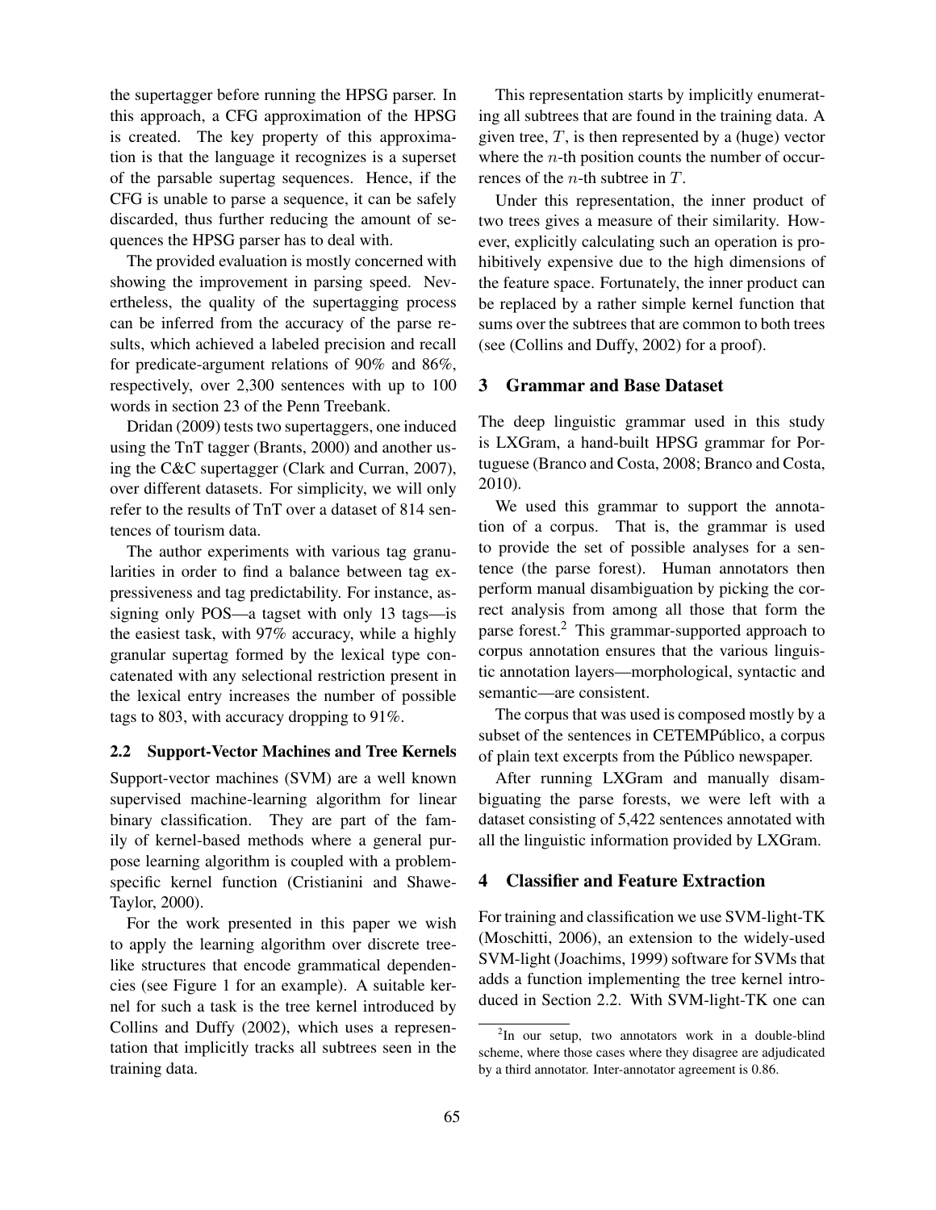the supertagger before running the HPSG parser. In this approach, a CFG approximation of the HPSG is created. The key property of this approximation is that the language it recognizes is a superset of the parsable supertag sequences. Hence, if the CFG is unable to parse a sequence, it can be safely discarded, thus further reducing the amount of sequences the HPSG parser has to deal with.

The provided evaluation is mostly concerned with showing the improvement in parsing speed. Nevertheless, the quality of the supertagging process can be inferred from the accuracy of the parse results, which achieved a labeled precision and recall for predicate-argument relations of 90% and 86%, respectively, over 2,300 sentences with up to 100 words in section 23 of the Penn Treebank.

Dridan (2009) tests two supertaggers, one induced using the TnT tagger (Brants, 2000) and another using the C&C supertagger (Clark and Curran, 2007), over different datasets. For simplicity, we will only refer to the results of TnT over a dataset of 814 sentences of tourism data.

The author experiments with various tag granularities in order to find a balance between tag expressiveness and tag predictability. For instance, assigning only POS—a tagset with only 13 tags—is the easiest task, with 97% accuracy, while a highly granular supertag formed by the lexical type concatenated with any selectional restriction present in the lexical entry increases the number of possible tags to 803, with accuracy dropping to 91%.

### 2.2 Support-Vector Machines and Tree Kernels

Support-vector machines (SVM) are a well known supervised machine-learning algorithm for linear binary classification. They are part of the family of kernel-based methods where a general purpose learning algorithm is coupled with a problem-specific kernel function (Cristianini and Shawe-Taylor, 2000).

For the work presented in this paper we wish to apply the learning algorithm over discrete tree-like structures that encode grammatical dependencies (see Figure 1 for an example). A suitable kernel for such a task is the tree kernel introduced by Collins and Duffy (2002), which uses a representation that implicitly tracks all subtrees seen in the training data.

This representation starts by implicitly enumerating all subtrees that are found in the training data. A given tree, $T$, is then represented by a (huge) vector where the $n$-th position counts the number of occurrences of the $n$-th subtree in $T$.

Under this representation, the inner product of two trees gives a measure of their similarity. However, explicitly calculating such an operation is prohibitively expensive due to the high dimensions of the feature space. Fortunately, the inner product can be replaced by a rather simple kernel function that sums over the subtrees that are common to both trees (see (Collins and Duffy, 2002) for a proof).

## 3 Grammar and Base Dataset

The deep linguistic grammar used in this study is LXGram, a hand-built HPSG grammar for Portuguese (Branco and Costa, 2008; Branco and Costa, 2010).

We used this grammar to support the annotation of a corpus. That is, the grammar is used to provide the set of possible analyses for a sentence (the parse forest). Human annotators then perform manual disambiguation by picking the correct analysis from among all those that form the parse forest.[2] This grammar-supported approach to corpus annotation ensures that the various linguistic annotation layers—morphological, syntactic and semantic—are consistent.

The corpus that was used is composed mostly by a subset of the sentences in CETEMPúblico, a corpus of plain text excerpts from the Público newspaper.

After running LXGram and manually disambiguating the parse forests, we were left with a dataset consisting of 5,422 sentences annotated with all the linguistic information provided by LXGram.

## 4 Classifier and Feature Extraction

For training and classification we use SVM-light-TK (Moschitti, 2006), an extension to the widely-used SVM-light (Joachims, 1999) software for SVMs that adds a function implementing the tree kernel introduced in Section 2.2. With SVM-light-TK one can

[2] In our setup, two annotators work in a double-blind scheme, where those cases where they disagree are adjudicated by a third annotator. Inter-annotator agreement is 0.86.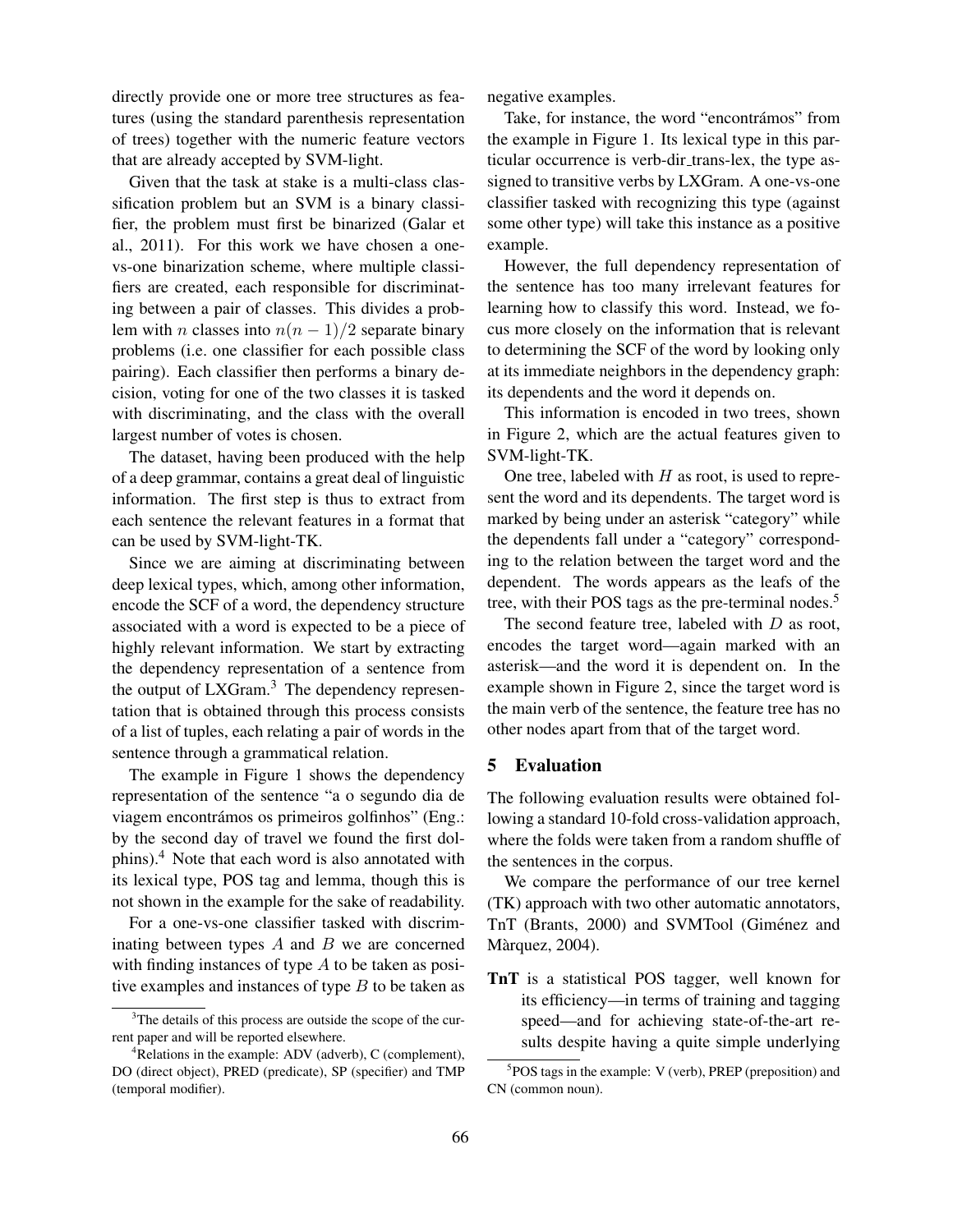directly provide one or more tree structures as features (using the standard parenthesis representation of trees) together with the numeric feature vectors that are already accepted by SVM-light.

Given that the task at stake is a multi-class classification problem but an SVM is a binary classifier, the problem must first be binarized (Galar et al., 2011). For this work we have chosen a one-vs-one binarization scheme, where multiple classifiers are created, each responsible for discriminating between a pair of classes. This divides a problem with $n$ classes into $n(n-1)/2$ separate binary problems (i.e. one classifier for each possible class pairing). Each classifier then performs a binary decision, voting for one of the two classes it is tasked with discriminating, and the class with the overall largest number of votes is chosen.

The dataset, having been produced with the help of a deep grammar, contains a great deal of linguistic information. The first step is thus to extract from each sentence the relevant features in a format that can be used by SVM-light-TK.

Since we are aiming at discriminating between deep lexical types, which, among other information, encode the SCF of a word, the dependency structure associated with a word is expected to be a piece of highly relevant information. We start by extracting the dependency representation of a sentence from the output of LXGram.[3] The dependency representation that is obtained through this process consists of a list of tuples, each relating a pair of words in the sentence through a grammatical relation.

The example in Figure 1 shows the dependency representation of the sentence "a o segundo dia de viagem encontrámos os primeiros golfinhos" (Eng.: by the second day of travel we found the first dolphins).[4] Note that each word is also annotated with its lexical type, POS tag and lemma, though this is not shown in the example for the sake of readability.

For a one-vs-one classifier tasked with discriminating between types $A$ and $B$ we are concerned with finding instances of type $A$ to be taken as positive examples and instances of type $B$ to be taken as negative examples.

Take, for instance, the word "encontrámos" from the example in Figure 1. Its lexical type in this particular occurrence is verb-dir_trans-lex, the type assigned to transitive verbs by LXGram. A one-vs-one classifier tasked with recognizing this type (against some other type) will take this instance as a positive example.

However, the full dependency representation of the sentence has too many irrelevant features for learning how to classify this word. Instead, we focus more closely on the information that is relevant to determining the SCF of the word by looking only at its immediate neighbors in the dependency graph: its dependents and the word it depends on.

This information is encoded in two trees, shown in Figure 2, which are the actual features given to SVM-light-TK.

One tree, labeled with $H$ as root, is used to represent the word and its dependents. The target word is marked by being under an asterisk "category" while the dependents fall under a "category" corresponding to the relation between the target word and the dependent. The words appears as the leafs of the tree, with their POS tags as the pre-terminal nodes.[5]

The second feature tree, labeled with $D$ as root, encodes the target word—again marked with an asterisk—and the word it is dependent on. In the example shown in Figure 2, since the target word is the main verb of the sentence, the feature tree has no other nodes apart from that of the target word.

## 5 Evaluation

The following evaluation results were obtained following a standard 10-fold cross-validation approach, where the folds were taken from a random shuffle of the sentences in the corpus.

We compare the performance of our tree kernel (TK) approach with two other automatic annotators, TnT (Brants, 2000) and SVMTool (Giménez and Màrquez, 2004).

**TnT** is a statistical POS tagger, well known for its efficiency—in terms of training and tagging speed—and for achieving state-of-the-art results despite having a quite simple underlying

---

[3] The details of this process are outside the scope of the current paper and will be reported elsewhere.

[4] Relations in the example: ADV (adverb), C (complement), DO (direct object), PRED (predicate), SP (specifier) and TMP (temporal modifier).

[5] POS tags in the example: V (verb), PREP (preposition) and CN (common noun).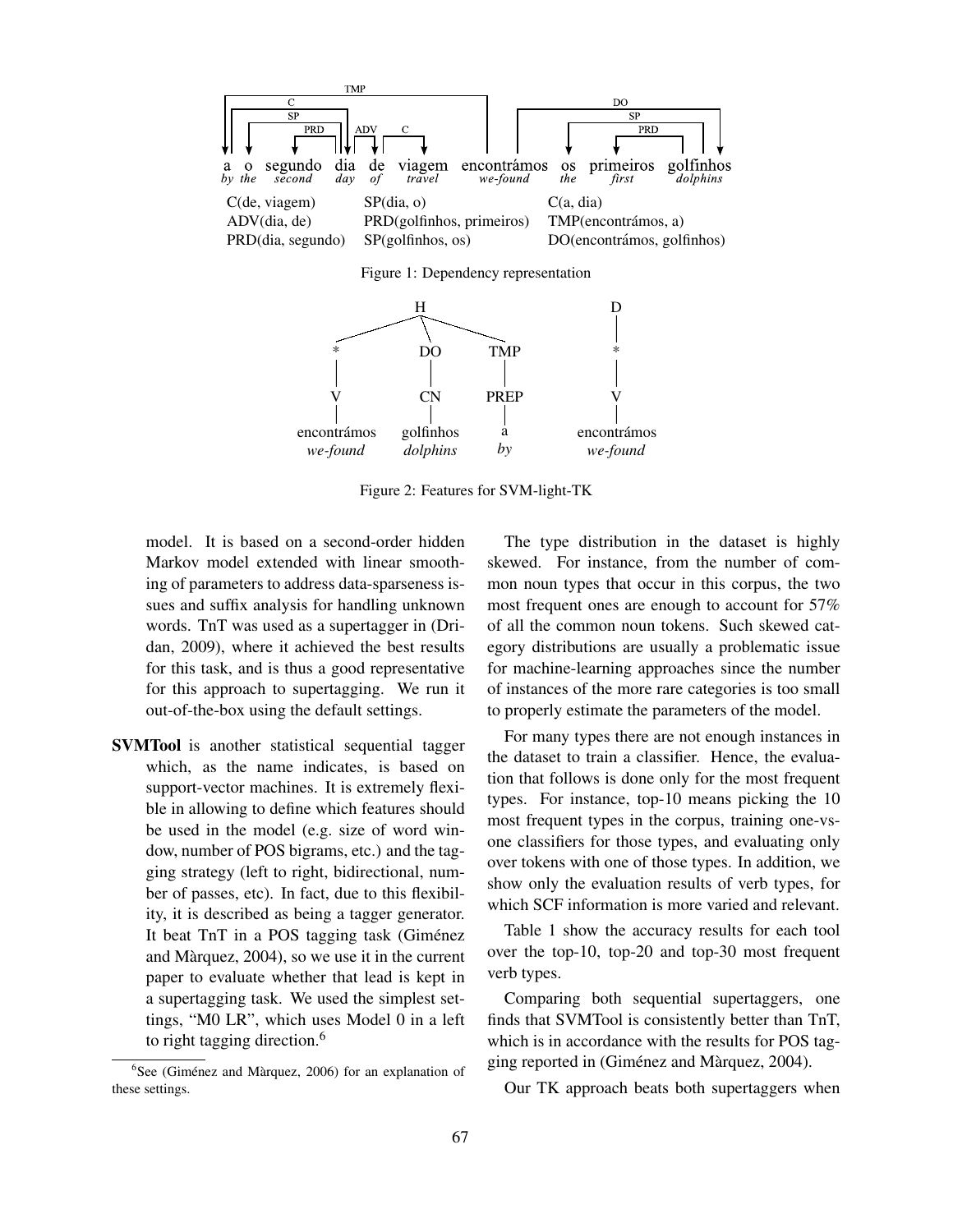a o segundo dia de viagem encontrámos os primeiros golfinhos
*by the second day of travel we-found the first dolphins*

C(de, viagem) SP(dia, o) C(a, dia)
ADV(dia, de) PRD(golfinhos, primeiros) TMP(encontrámos, a)
PRD(dia, segundo) SP(golfinhos, os) DO(encontrámos, golfinhos)

Figure 1: Dependency representation

Figure 2: Features for SVM-light-TK

model. It is based on a second-order hidden Markov model extended with linear smoothing of parameters to address data-sparseness issues and suffix analysis for handling unknown words. TnT was used as a supertagger in (Dridan, 2009), where it achieved the best results for this task, and is thus a good representative for this approach to supertagging. We run it out-of-the-box using the default settings.

**SVMTool** is another statistical sequential tagger which, as the name indicates, is based on support-vector machines. It is extremely flexible in allowing to define which features should be used in the model (e.g. size of word window, number of POS bigrams, etc.) and the tagging strategy (left to right, bidirectional, number of passes, etc). In fact, due to this flexibility, it is described as being a tagger generator. It beat TnT in a POS tagging task (Giménez and Màrquez, 2004), so we use it in the current paper to evaluate whether that lead is kept in a supertagging task. We used the simplest settings, "M0 LR", which uses Model 0 in a left to right tagging direction.[6]

[6]See (Giménez and Màrquez, 2006) for an explanation of these settings.

The type distribution in the dataset is highly skewed. For instance, from the number of common noun types that occur in this corpus, the two most frequent ones are enough to account for 57% of all the common noun tokens. Such skewed category distributions are usually a problematic issue for machine-learning approaches since the number of instances of the more rare categories is too small to properly estimate the parameters of the model.

For many types there are not enough instances in the dataset to train a classifier. Hence, the evaluation that follows is done only for the most frequent types. For instance, top-10 means picking the 10 most frequent types in the corpus, training one-vs-one classifiers for those types, and evaluating only over tokens with one of those types. In addition, we show only the evaluation results of verb types, for which SCF information is more varied and relevant.

Table 1 show the accuracy results for each tool over the top-10, top-20 and top-30 most frequent verb types.

Comparing both sequential supertaggers, one finds that SVMTool is consistently better than TnT, which is in accordance with the results for POS tagging reported in (Giménez and Màrquez, 2004).

Our TK approach beats both supertaggers when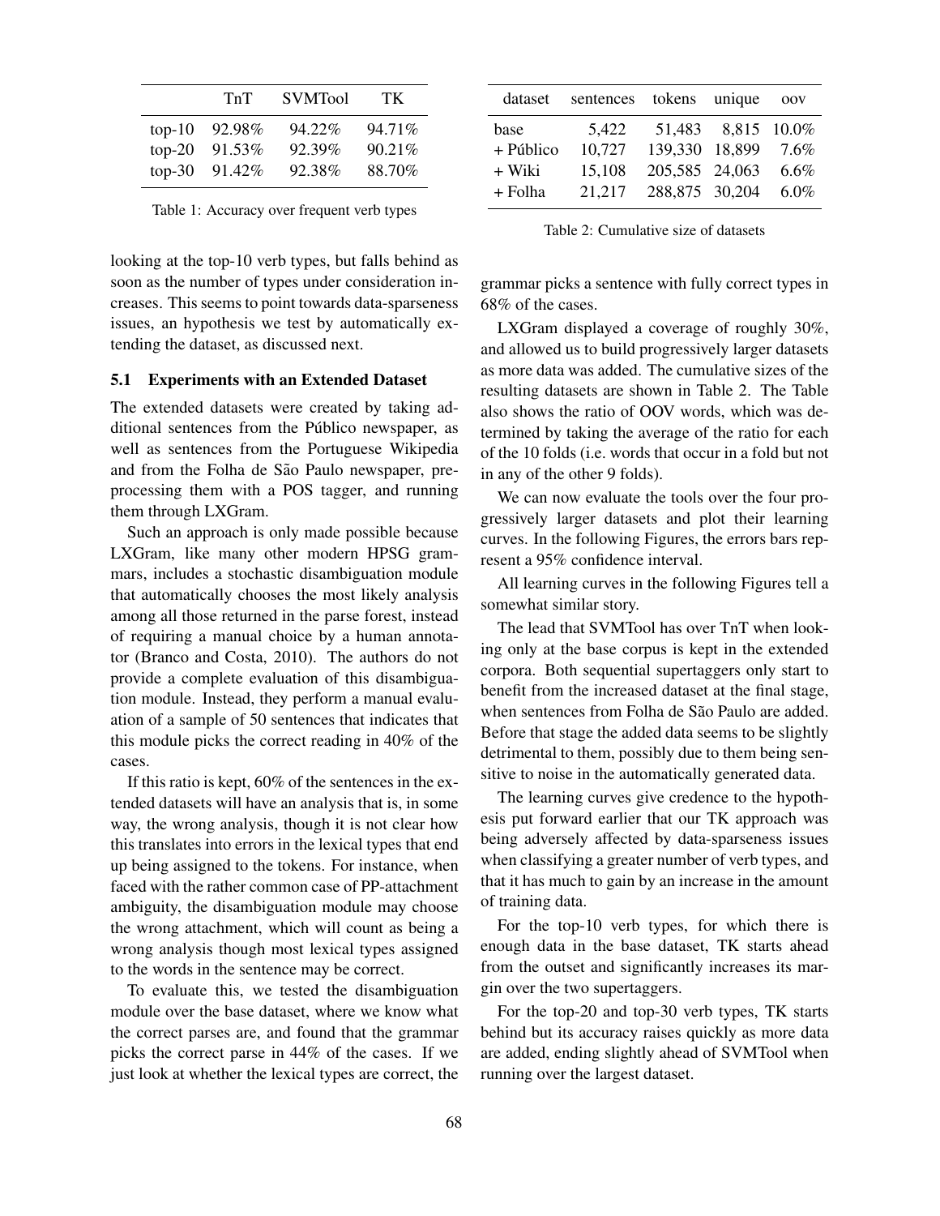| | TnT | SVMTool | TK |
|---|---|---|---|
| top-10 | 92.98% | 94.22% | 94.71% |
| top-20 | 91.53% | 92.39% | 90.21% |
| top-30 | 91.42% | 92.38% | 88.70% |

Table 1: Accuracy over frequent verb types

looking at the top-10 verb types, but falls behind as soon as the number of types under consideration increases. This seems to point towards data-sparseness issues, an hypothesis we test by automatically extending the dataset, as discussed next.

### 5.1 Experiments with an Extended Dataset

The extended datasets were created by taking additional sentences from the Público newspaper, as well as sentences from the Portuguese Wikipedia and from the Folha de São Paulo newspaper, preprocessing them with a POS tagger, and running them through LXGram.

Such an approach is only made possible because LXGram, like many other modern HPSG grammars, includes a stochastic disambiguation module that automatically chooses the most likely analysis among all those returned in the parse forest, instead of requiring a manual choice by a human annotator (Branco and Costa, 2010). The authors do not provide a complete evaluation of this disambiguation module. Instead, they perform a manual evaluation of a sample of 50 sentences that indicates that this module picks the correct reading in 40% of the cases.

If this ratio is kept, 60% of the sentences in the extended datasets will have an analysis that is, in some way, the wrong analysis, though it is not clear how this translates into errors in the lexical types that end up being assigned to the tokens. For instance, when faced with the rather common case of PP-attachment ambiguity, the disambiguation module may choose the wrong attachment, which will count as being a wrong analysis though most lexical types assigned to the words in the sentence may be correct.

To evaluate this, we tested the disambiguation module over the base dataset, where we know what the correct parses are, and found that the grammar picks the correct parse in 44% of the cases. If we just look at whether the lexical types are correct, the grammar picks a sentence with fully correct types in 68% of the cases.

| dataset | sentences | tokens | unique | oov |
|---|---|---|---|---|
| base | 5,422 | 51,483 | 8,815 | 10.0% |
| + Público | 10,727 | 139,330 | 18,899 | 7.6% |
| + Wiki | 15,108 | 205,585 | 24,063 | 6.6% |
| + Folha | 21,217 | 288,875 | 30,204 | 6.0% |

Table 2: Cumulative size of datasets

LXGram displayed a coverage of roughly 30%, and allowed us to build progressively larger datasets as more data was added. The cumulative sizes of the resulting datasets are shown in Table 2. The Table also shows the ratio of OOV words, which was determined by taking the average of the ratio for each of the 10 folds (i.e. words that occur in a fold but not in any of the other 9 folds).

We can now evaluate the tools over the four progressively larger datasets and plot their learning curves. In the following Figures, the errors bars represent a 95% confidence interval.

All learning curves in the following Figures tell a somewhat similar story.

The lead that SVMTool has over TnT when looking only at the base corpus is kept in the extended corpora. Both sequential supertaggers only start to benefit from the increased dataset at the final stage, when sentences from Folha de São Paulo are added. Before that stage the added data seems to be slightly detrimental to them, possibly due to them being sensitive to noise in the automatically generated data.

The learning curves give credence to the hypothesis put forward earlier that our TK approach was being adversely affected by data-sparseness issues when classifying a greater number of verb types, and that it has much to gain by an increase in the amount of training data.

For the top-10 verb types, for which there is enough data in the base dataset, TK starts ahead from the outset and significantly increases its margin over the two supertaggers.

For the top-20 and top-30 verb types, TK starts behind but its accuracy raises quickly as more data are added, ending slightly ahead of SVMTool when running over the largest dataset.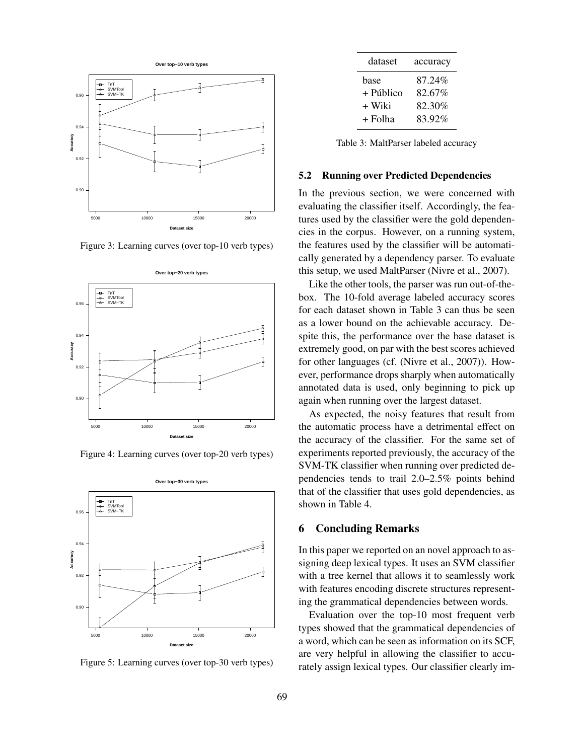Figure 3: Learning curves (over top-10 verb types)

Figure 4: Learning curves (over top-20 verb types)

Figure 5: Learning curves (over top-30 verb types)

| dataset | accuracy |
|---|---|
| base | 87.24% |
| + Público | 82.67% |
| + Wiki | 82.30% |
| + Folha | 83.92% |

Table 3: MaltParser labeled accuracy

### 5.2 Running over Predicted Dependencies

In the previous section, we were concerned with evaluating the classifier itself. Accordingly, the features used by the classifier were the gold dependencies in the corpus. However, on a running system, the features used by the classifier will be automatically generated by a dependency parser. To evaluate this setup, we used MaltParser (Nivre et al., 2007).

Like the other tools, the parser was run out-of-the-box. The 10-fold average labeled accuracy scores for each dataset shown in Table 3 can thus be seen as a lower bound on the achievable accuracy. Despite this, the performance over the base dataset is extremely good, on par with the best scores achieved for other languages (cf. (Nivre et al., 2007)). However, performance drops sharply when automatically annotated data is used, only beginning to pick up again when running over the largest dataset.

As expected, the noisy features that result from the automatic process have a detrimental effect on the accuracy of the classifier. For the same set of experiments reported previously, the accuracy of the SVM-TK classifier when running over predicted dependencies tends to trail 2.0–2.5% points behind that of the classifier that uses gold dependencies, as shown in Table 4.

## 6 Concluding Remarks

In this paper we reported on an novel approach to assigning deep lexical types. It uses an SVM classifier with a tree kernel that allows it to seamlessly work with features encoding discrete structures representing the grammatical dependencies between words.

Evaluation over the top-10 most frequent verb types showed that the grammatical dependencies of a word, which can be seen as information on its SCF, are very helpful in allowing the classifier to accurately assign lexical types. Our classifier clearly im-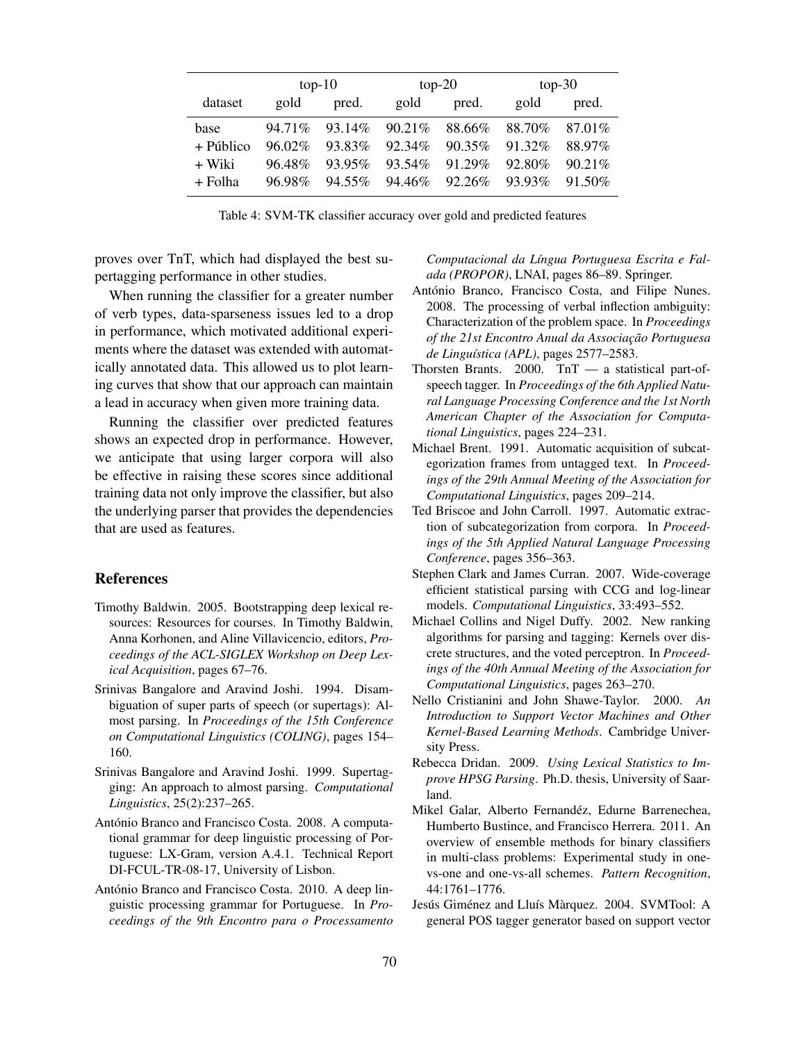| dataset | top-10 | | top-20 | | top-30 | |
|---|---|---|---|---|---|---|
| | gold | pred. | gold | pred. | gold | pred. |
| base | 94.71% | 93.14% | 90.21% | 88.66% | 88.70% | 87.01% |
| + Público | 96.02% | 93.83% | 92.34% | 90.35% | 91.32% | 88.97% |
| + Wiki | 96.48% | 93.95% | 93.54% | 91.29% | 92.80% | 90.21% |
| + Folha | 96.98% | 94.55% | 94.46% | 92.26% | 93.93% | 91.50% |

Table 4: SVM-TK classifier accuracy over gold and predicted features

proves over TnT, which had displayed the best supertagging performance in other studies.

When running the classifier for a greater number of verb types, data-sparseness issues led to a drop in performance, which motivated additional experiments where the dataset was extended with automatically annotated data. This allowed us to plot learning curves that show that our approach can maintain a lead in accuracy when given more training data.

Running the classifier over predicted features shows an expected drop in performance. However, we anticipate that using larger corpora will also be effective in raising these scores since additional training data not only improve the classifier, but also the underlying parser that provides the dependencies that are used as features.

## References

Timothy Baldwin. 2005. Bootstrapping deep lexical resources: Resources for courses. In Timothy Baldwin, Anna Korhonen, and Aline Villavicencio, editors, *Proceedings of the ACL-SIGLEX Workshop on Deep Lexical Acquisition*, pages 67–76.

Srinivas Bangalore and Aravind Joshi. 1994. Disambiguation of super parts of speech (or supertags): Almost parsing. In *Proceedings of the 15th Conference on Computational Linguistics (COLING)*, pages 154–160.

Srinivas Bangalore and Aravind Joshi. 1999. Supertagging: An approach to almost parsing. *Computational Linguistics*, 25(2):237–265.

António Branco and Francisco Costa. 2008. A computational grammar for deep linguistic processing of Portuguese: LX-Gram, version A.4.1. Technical Report DI-FCUL-TR-08-17, University of Lisbon.

António Branco and Francisco Costa. 2010. A deep linguistic processing grammar for Portuguese. In *Proceedings of the 9th Encontro para o Processamento Computacional da Língua Portuguesa Escrita e Falada (PROPOR)*, LNAI, pages 86–89. Springer.

António Branco, Francisco Costa, and Filipe Nunes. 2008. The processing of verbal inflection ambiguity: Characterization of the problem space. In *Proceedings of the 21st Encontro Anual da Associação Portuguesa de Linguística (APL)*, pages 2577–2583.

Thorsten Brants. 2000. TnT — a statistical part-of-speech tagger. In *Proceedings of the 6th Applied Natural Language Processing Conference and the 1st North American Chapter of the Association for Computational Linguistics*, pages 224–231.

Michael Brent. 1991. Automatic acquisition of subcategorization frames from untagged text. In *Proceedings of the 29th Annual Meeting of the Association for Computational Linguistics*, pages 209–214.

Ted Briscoe and John Carroll. 1997. Automatic extraction of subcategorization from corpora. In *Proceedings of the 5th Applied Natural Language Processing Conference*, pages 356–363.

Stephen Clark and James Curran. 2007. Wide-coverage efficient statistical parsing with CCG and log-linear models. *Computational Linguistics*, 33:493–552.

Michael Collins and Nigel Duffy. 2002. New ranking algorithms for parsing and tagging: Kernels over discrete structures, and the voted perceptron. In *Proceedings of the 40th Annual Meeting of the Association for Computational Linguistics*, pages 263–270.

Nello Cristianini and John Shawe-Taylor. 2000. *An Introduction to Support Vector Machines and Other Kernel-Based Learning Methods*. Cambridge University Press.

Rebecca Dridan. 2009. *Using Lexical Statistics to Improve HPSG Parsing*. Ph.D. thesis, University of Saarland.

Mikel Galar, Alberto Fernandéz, Edurne Barrenechea, Humberto Bustince, and Francisco Herrera. 2011. An overview of ensemble methods for binary classifiers in multi-class problems: Experimental study in one-vs-one and one-vs-all schemes. *Pattern Recognition*, 44:1761–1776.

Jesús Giménez and Lluís Màrquez. 2004. SVMTool: A general POS tagger generator based on support vector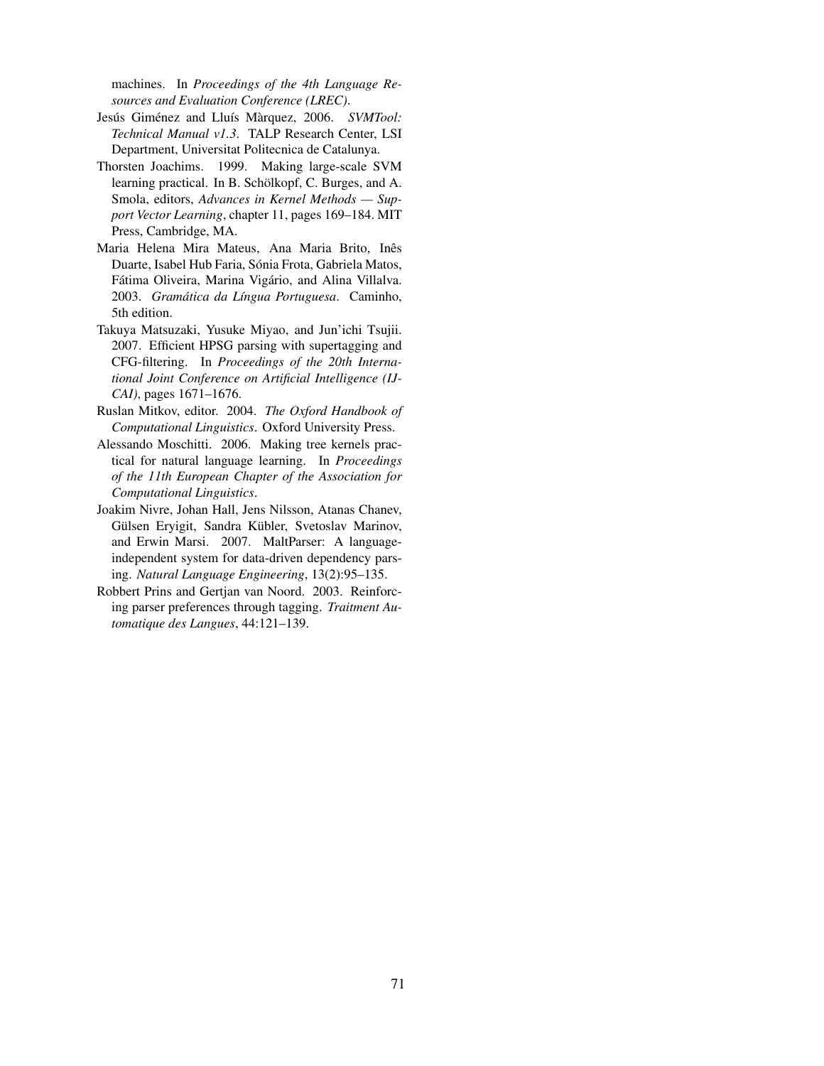machines. In *Proceedings of the 4th Language Resources and Evaluation Conference (LREC)*.

Jesús Giménez and Lluís Màrquez, 2006. *SVMTool: Technical Manual v1.3*. TALP Research Center, LSI Department, Universitat Politecnica de Catalunya.

Thorsten Joachims. 1999. Making large-scale SVM learning practical. In B. Schölkopf, C. Burges, and A. Smola, editors, *Advances in Kernel Methods — Support Vector Learning*, chapter 11, pages 169–184. MIT Press, Cambridge, MA.

Maria Helena Mira Mateus, Ana Maria Brito, Inês Duarte, Isabel Hub Faria, Sónia Frota, Gabriela Matos, Fátima Oliveira, Marina Vigário, and Alina Villalva. 2003. *Gramática da Língua Portuguesa*. Caminho, 5th edition.

Takuya Matsuzaki, Yusuke Miyao, and Jun'ichi Tsujii. 2007. Efficient HPSG parsing with supertagging and CFG-filtering. In *Proceedings of the 20th International Joint Conference on Artificial Intelligence (IJCAI)*, pages 1671–1676.

Ruslan Mitkov, editor. 2004. *The Oxford Handbook of Computational Linguistics*. Oxford University Press.

Alessandro Moschitti. 2006. Making tree kernels practical for natural language learning. In *Proceedings of the 11th European Chapter of the Association for Computational Linguistics*.

Joakim Nivre, Johan Hall, Jens Nilsson, Atanas Chanev, Gülsen Eryigit, Sandra Kübler, Svetoslav Marinov, and Erwin Marsi. 2007. MaltParser: A language-independent system for data-driven dependency parsing. *Natural Language Engineering*, 13(2):95–135.

Robbert Prins and Gertjan van Noord. 2003. Reinforcing parser preferences through tagging. *Traitment Automatique des Langues*, 44:121–139.